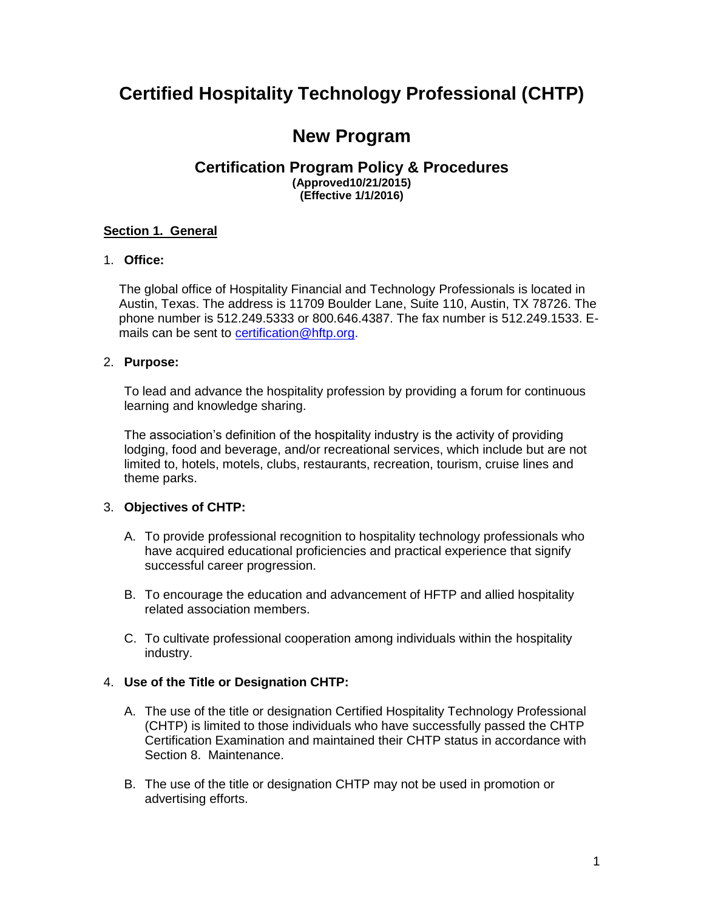# Certified Hospitality Technology Professional (CHTP)

# New Program

## Certification Program Policy & Procedures

**(Approved10/21/2015)**
**(Effective 1/1/2016)**

**Section 1. General**

1. **Office:**

   The global office of Hospitality Financial and Technology Professionals is located in Austin, Texas. The address is 11709 Boulder Lane, Suite 110, Austin, TX 78726. The phone number is 512.249.5333 or 800.646.4387. The fax number is 512.249.1533. E-mails can be sent to certification@hftp.org.

2. **Purpose:**

   To lead and advance the hospitality profession by providing a forum for continuous learning and knowledge sharing.

   The association's definition of the hospitality industry is the activity of providing lodging, food and beverage, and/or recreational services, which include but are not limited to, hotels, motels, clubs, restaurants, recreation, tourism, cruise lines and theme parks.

3. **Objectives of CHTP:**

   A. To provide professional recognition to hospitality technology professionals who have acquired educational proficiencies and practical experience that signify successful career progression.

   B. To encourage the education and advancement of HFTP and allied hospitality related association members.

   C. To cultivate professional cooperation among individuals within the hospitality industry.

4. **Use of the Title or Designation CHTP:**

   A. The use of the title or designation Certified Hospitality Technology Professional (CHTP) is limited to those individuals who have successfully passed the CHTP Certification Examination and maintained their CHTP status in accordance with Section 8. Maintenance.

   B. The use of the title or designation CHTP may not be used in promotion or advertising efforts.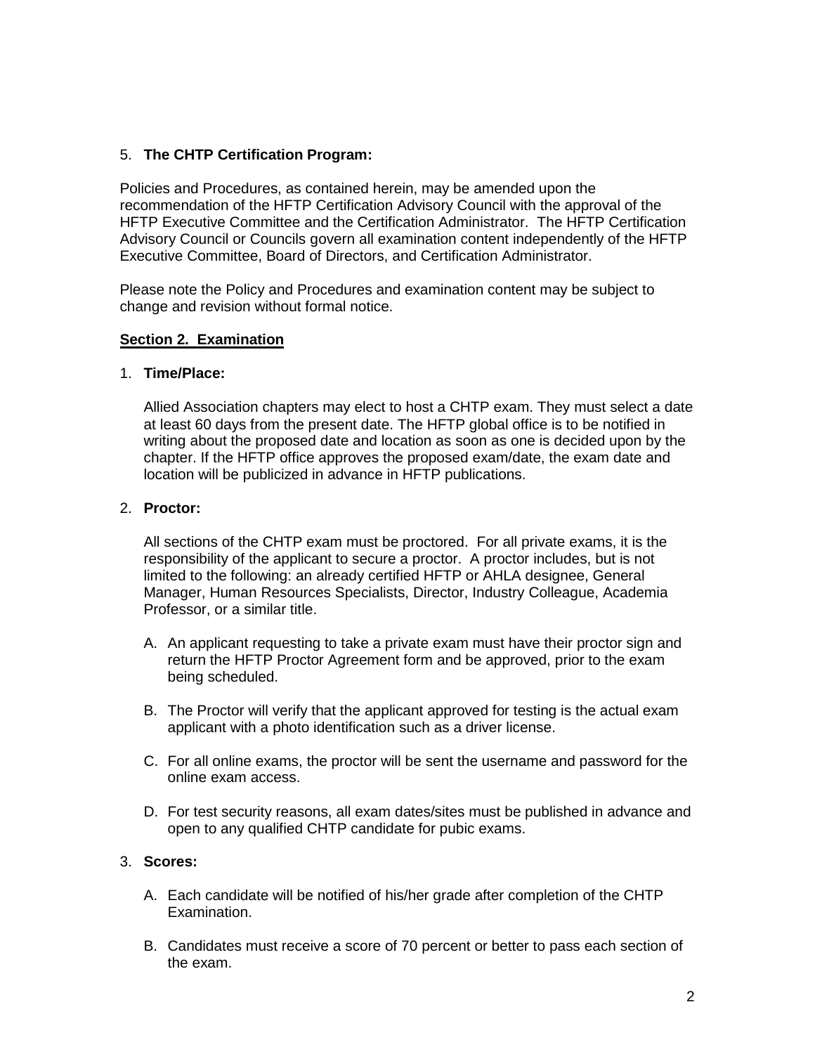5. **The CHTP Certification Program:**

Policies and Procedures, as contained herein, may be amended upon the recommendation of the HFTP Certification Advisory Council with the approval of the HFTP Executive Committee and the Certification Administrator. The HFTP Certification Advisory Council or Councils govern all examination content independently of the HFTP Executive Committee, Board of Directors, and Certification Administrator.

Please note the Policy and Procedures and examination content may be subject to change and revision without formal notice.

## Section 2. Examination

1. **Time/Place:**

   Allied Association chapters may elect to host a CHTP exam. They must select a date at least 60 days from the present date. The HFTP global office is to be notified in writing about the proposed date and location as soon as one is decided upon by the chapter. If the HFTP office approves the proposed exam/date, the exam date and location will be publicized in advance in HFTP publications.

2. **Proctor:**

   All sections of the CHTP exam must be proctored. For all private exams, it is the responsibility of the applicant to secure a proctor. A proctor includes, but is not limited to the following: an already certified HFTP or AHLA designee, General Manager, Human Resources Specialists, Director, Industry Colleague, Academia Professor, or a similar title.

   A. An applicant requesting to take a private exam must have their proctor sign and return the HFTP Proctor Agreement form and be approved, prior to the exam being scheduled.

   B. The Proctor will verify that the applicant approved for testing is the actual exam applicant with a photo identification such as a driver license.

   C. For all online exams, the proctor will be sent the username and password for the online exam access.

   D. For test security reasons, all exam dates/sites must be published in advance and open to any qualified CHTP candidate for pubic exams.

3. **Scores:**

   A. Each candidate will be notified of his/her grade after completion of the CHTP Examination.

   B. Candidates must receive a score of 70 percent or better to pass each section of the exam.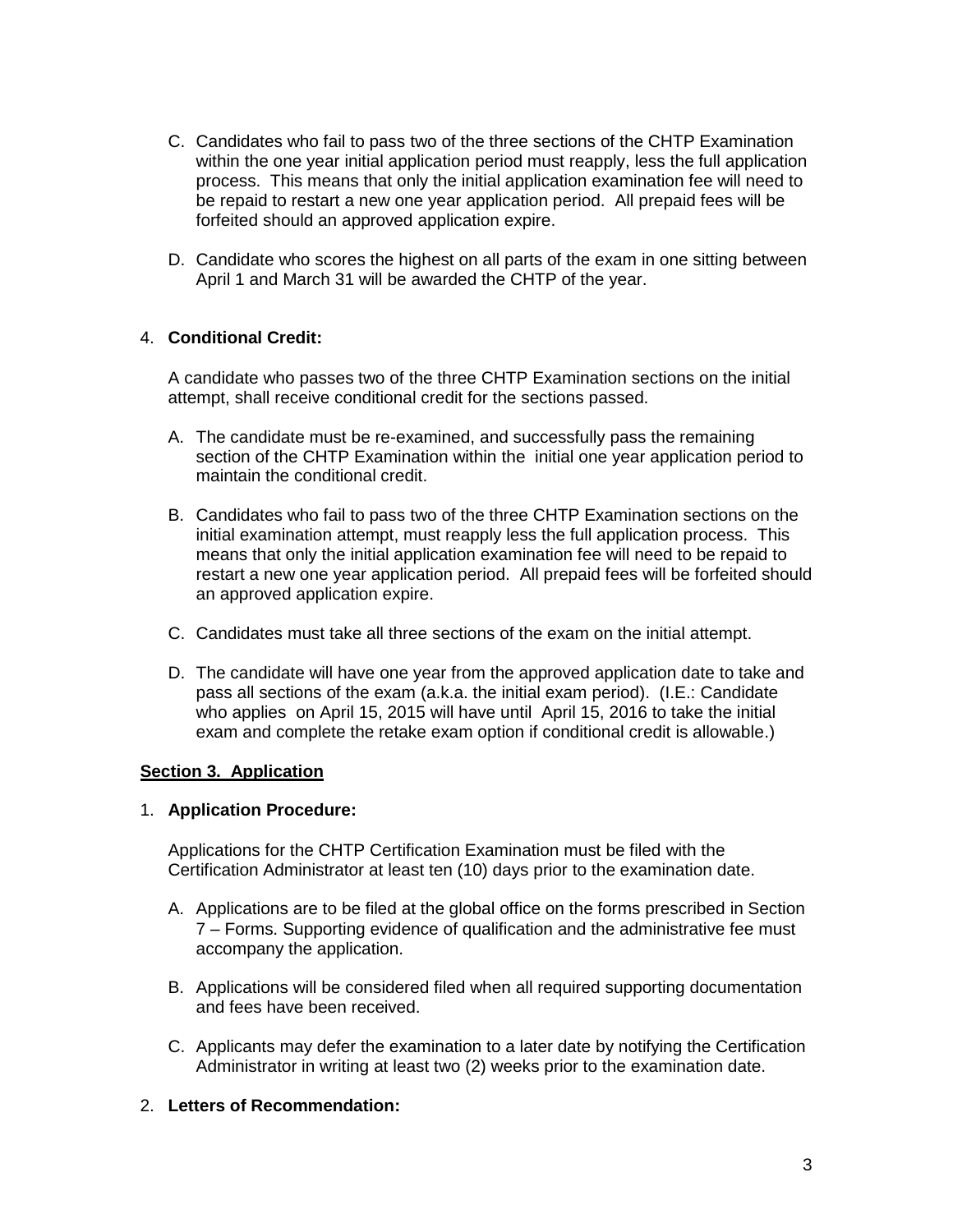C. Candidates who fail to pass two of the three sections of the CHTP Examination within the one year initial application period must reapply, less the full application process. This means that only the initial application examination fee will need to be repaid to restart a new one year application period. All prepaid fees will be forfeited should an approved application expire.

D. Candidate who scores the highest on all parts of the exam in one sitting between April 1 and March 31 will be awarded the CHTP of the year.

4. **Conditional Credit:**

   A candidate who passes two of the three CHTP Examination sections on the initial attempt, shall receive conditional credit for the sections passed.

   A. The candidate must be re-examined, and successfully pass the remaining section of the CHTP Examination within the initial one year application period to maintain the conditional credit.

   B. Candidates who fail to pass two of the three CHTP Examination sections on the initial examination attempt, must reapply less the full application process. This means that only the initial application examination fee will need to be repaid to restart a new one year application period. All prepaid fees will be forfeited should an approved application expire.

   C. Candidates must take all three sections of the exam on the initial attempt.

   D. The candidate will have one year from the approved application date to take and pass all sections of the exam (a.k.a. the initial exam period). (I.E.: Candidate who applies on April 15, 2015 will have until April 15, 2016 to take the initial exam and complete the retake exam option if conditional credit is allowable.)

**Section 3. Application**

1. **Application Procedure:**

   Applications for the CHTP Certification Examination must be filed with the Certification Administrator at least ten (10) days prior to the examination date.

   A. Applications are to be filed at the global office on the forms prescribed in Section 7 – Forms. Supporting evidence of qualification and the administrative fee must accompany the application.

   B. Applications will be considered filed when all required supporting documentation and fees have been received.

   C. Applicants may defer the examination to a later date by notifying the Certification Administrator in writing at least two (2) weeks prior to the examination date.

2. **Letters of Recommendation:**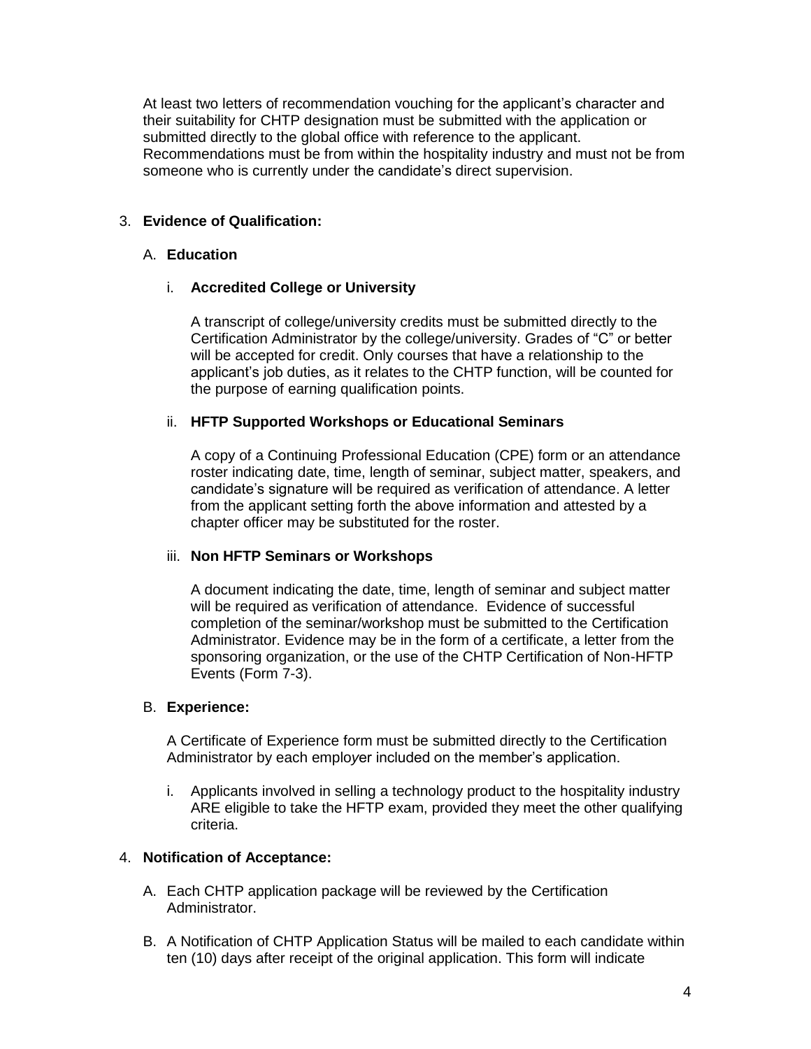At least two letters of recommendation vouching for the applicant's character and their suitability for CHTP designation must be submitted with the application or submitted directly to the global office with reference to the applicant. Recommendations must be from within the hospitality industry and must not be from someone who is currently under the candidate's direct supervision.

3. **Evidence of Qualification:**

   A. **Education**

      i. **Accredited College or University**

         A transcript of college/university credits must be submitted directly to the Certification Administrator by the college/university. Grades of "C" or better will be accepted for credit. Only courses that have a relationship to the applicant's job duties, as it relates to the CHTP function, will be counted for the purpose of earning qualification points.

      ii. **HFTP Supported Workshops or Educational Seminars**

         A copy of a Continuing Professional Education (CPE) form or an attendance roster indicating date, time, length of seminar, subject matter, speakers, and candidate's signature will be required as verification of attendance. A letter from the applicant setting forth the above information and attested by a chapter officer may be substituted for the roster.

      iii. **Non HFTP Seminars or Workshops**

         A document indicating the date, time, length of seminar and subject matter will be required as verification of attendance. Evidence of successful completion of the seminar/workshop must be submitted to the Certification Administrator. Evidence may be in the form of a certificate, a letter from the sponsoring organization, or the use of the CHTP Certification of Non-HFTP Events (Form 7-3).

   B. **Experience:**

      A Certificate of Experience form must be submitted directly to the Certification Administrator by each employer included on the member's application.

      i. Applicants involved in selling a technology product to the hospitality industry ARE eligible to take the HFTP exam, provided they meet the other qualifying criteria.

4. **Notification of Acceptance:**

   A. Each CHTP application package will be reviewed by the Certification Administrator.

   B. A Notification of CHTP Application Status will be mailed to each candidate within ten (10) days after receipt of the original application. This form will indicate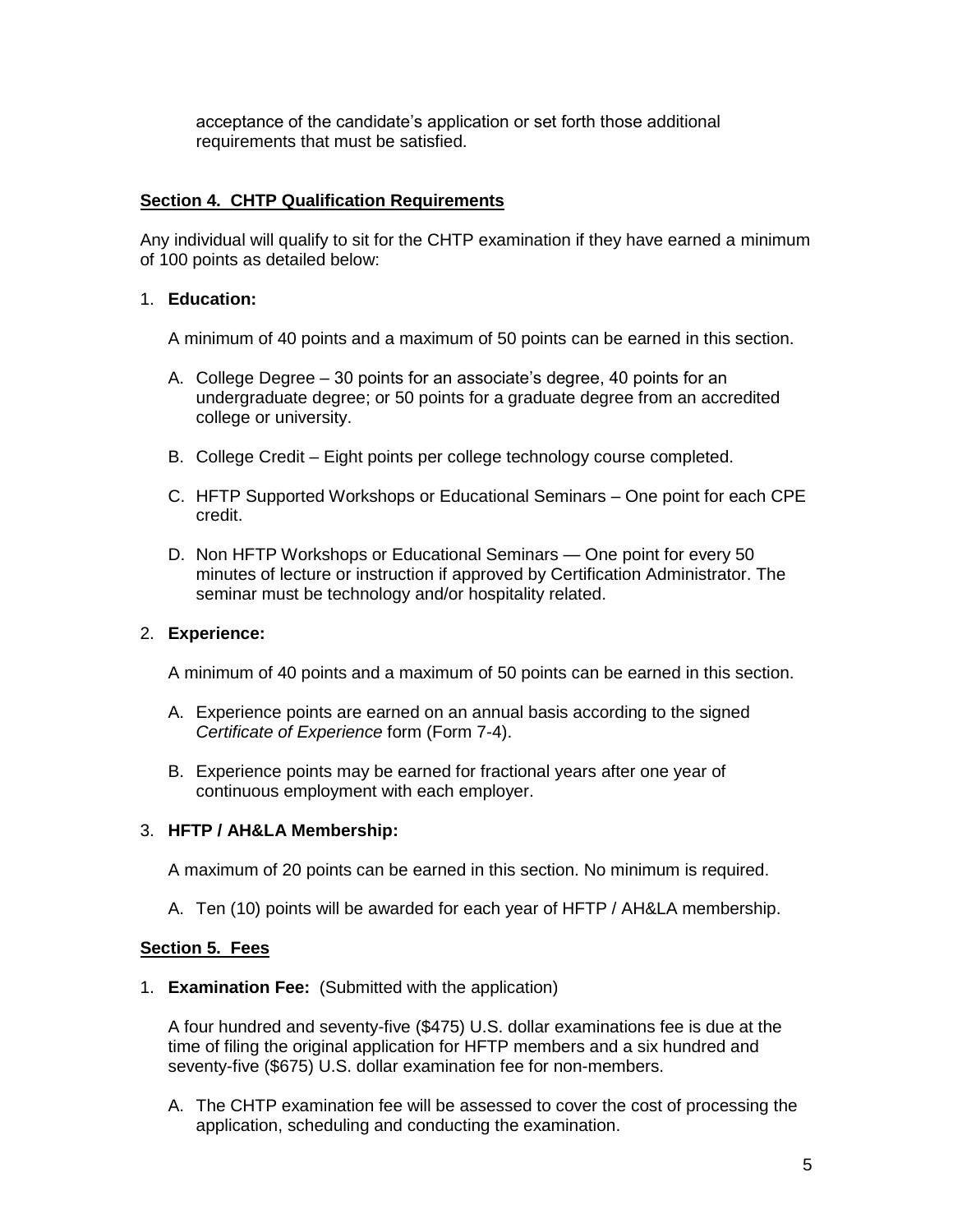acceptance of the candidate's application or set forth those additional requirements that must be satisfied.

## Section 4. CHTP Qualification Requirements

Any individual will qualify to sit for the CHTP examination if they have earned a minimum of 100 points as detailed below:

1. **Education:**

   A minimum of 40 points and a maximum of 50 points can be earned in this section.

   A. College Degree – 30 points for an associate's degree, 40 points for an undergraduate degree; or 50 points for a graduate degree from an accredited college or university.

   B. College Credit – Eight points per college technology course completed.

   C. HFTP Supported Workshops or Educational Seminars – One point for each CPE credit.

   D. Non HFTP Workshops or Educational Seminars — One point for every 50 minutes of lecture or instruction if approved by Certification Administrator. The seminar must be technology and/or hospitality related.

2. **Experience:**

   A minimum of 40 points and a maximum of 50 points can be earned in this section.

   A. Experience points are earned on an annual basis according to the signed *Certificate of Experience* form (Form 7-4).

   B. Experience points may be earned for fractional years after one year of continuous employment with each employer.

3. **HFTP / AH&LA Membership:**

   A maximum of 20 points can be earned in this section. No minimum is required.

   A. Ten (10) points will be awarded for each year of HFTP / AH&LA membership.

## Section 5. Fees

1. **Examination Fee:** (Submitted with the application)

   A four hundred and seventy-five ($475) U.S. dollar examinations fee is due at the time of filing the original application for HFTP members and a six hundred and seventy-five ($675) U.S. dollar examination fee for non-members.

   A. The CHTP examination fee will be assessed to cover the cost of processing the application, scheduling and conducting the examination.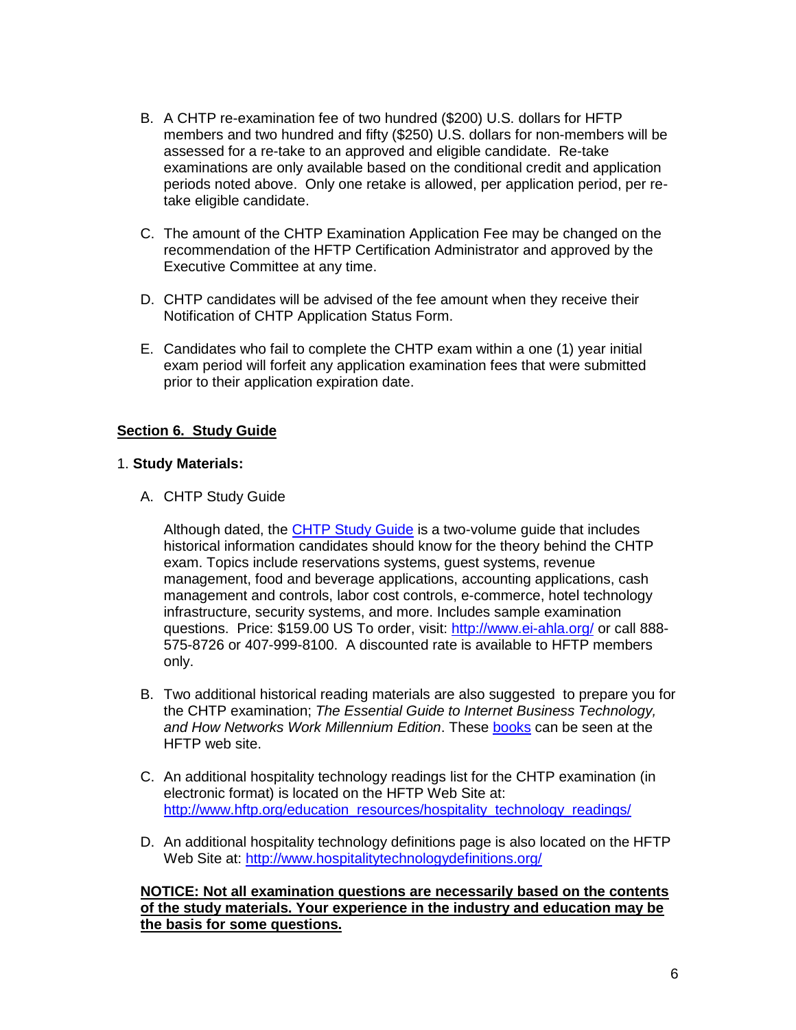B. A CHTP re-examination fee of two hundred ($200) U.S. dollars for HFTP members and two hundred and fifty ($250) U.S. dollars for non-members will be assessed for a re-take to an approved and eligible candidate. Re-take examinations are only available based on the conditional credit and application periods noted above. Only one retake is allowed, per application period, per re-take eligible candidate.

C. The amount of the CHTP Examination Application Fee may be changed on the recommendation of the HFTP Certification Administrator and approved by the Executive Committee at any time.

D. CHTP candidates will be advised of the fee amount when they receive their Notification of CHTP Application Status Form.

E. Candidates who fail to complete the CHTP exam within a one (1) year initial exam period will forfeit any application examination fees that were submitted prior to their application expiration date.

## Section 6. Study Guide

1. **Study Materials:**

A. CHTP Study Guide

Although dated, the CHTP Study Guide is a two-volume guide that includes historical information candidates should know for the theory behind the CHTP exam. Topics include reservations systems, guest systems, revenue management, food and beverage applications, accounting applications, cash management and controls, labor cost controls, e-commerce, hotel technology infrastructure, security systems, and more. Includes sample examination questions. Price: $159.00 US To order, visit: http://www.ei-ahla.org/ or call 888-575-8726 or 407-999-8100. A discounted rate is available to HFTP members only.

B. Two additional historical reading materials are also suggested to prepare you for the CHTP examination; *The Essential Guide to Internet Business Technology, and How Networks Work Millennium Edition*. These books can be seen at the HFTP web site.

C. An additional hospitality technology readings list for the CHTP examination (in electronic format) is located on the HFTP Web Site at: http://www.hftp.org/education_resources/hospitality_technology_readings/

D. An additional hospitality technology definitions page is also located on the HFTP Web Site at: http://www.hospitalitytechnologydefinitions.org/

**NOTICE: Not all examination questions are necessarily based on the contents of the study materials. Your experience in the industry and education may be the basis for some questions.**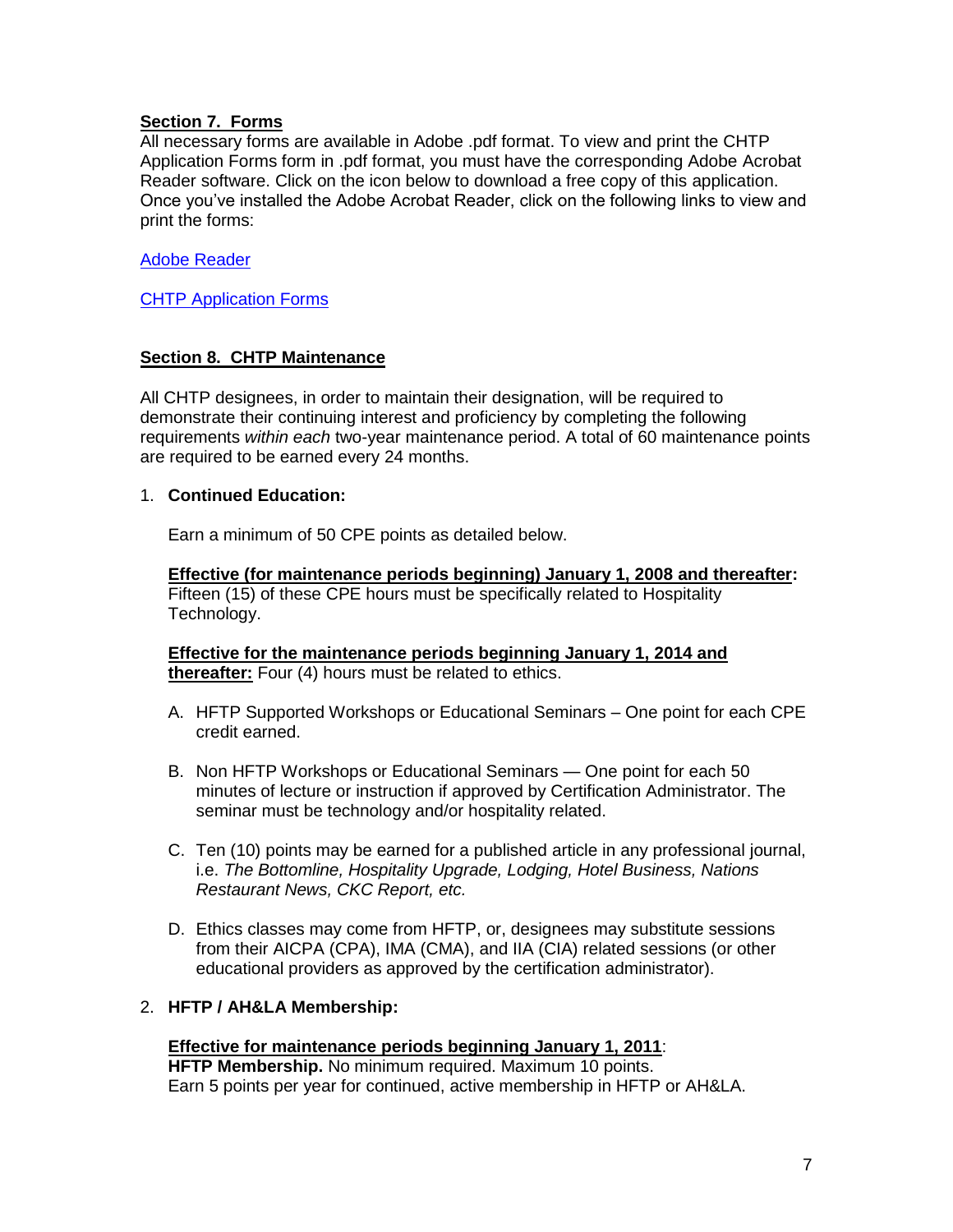## Section 7. Forms

All necessary forms are available in Adobe .pdf format. To view and print the CHTP Application Forms form in .pdf format, you must have the corresponding Adobe Acrobat Reader software. Click on the icon below to download a free copy of this application. Once you've installed the Adobe Acrobat Reader, click on the following links to view and print the forms:

Adobe Reader

CHTP Application Forms

## Section 8. CHTP Maintenance

All CHTP designees, in order to maintain their designation, will be required to demonstrate their continuing interest and proficiency by completing the following requirements *within each* two-year maintenance period. A total of 60 maintenance points are required to be earned every 24 months.

1. **Continued Education:**

   Earn a minimum of 50 CPE points as detailed below.

   **Effective (for maintenance periods beginning) January 1, 2008 and thereafter:** Fifteen (15) of these CPE hours must be specifically related to Hospitality Technology.

   **Effective for the maintenance periods beginning January 1, 2014 and thereafter:** Four (4) hours must be related to ethics.

   A. HFTP Supported Workshops or Educational Seminars – One point for each CPE credit earned.

   B. Non HFTP Workshops or Educational Seminars — One point for each 50 minutes of lecture or instruction if approved by Certification Administrator. The seminar must be technology and/or hospitality related.

   C. Ten (10) points may be earned for a published article in any professional journal, i.e. *The Bottomline, Hospitality Upgrade, Lodging, Hotel Business, Nations Restaurant News, CKC Report, etc.*

   D. Ethics classes may come from HFTP, or, designees may substitute sessions from their AICPA (CPA), IMA (CMA), and IIA (CIA) related sessions (or other educational providers as approved by the certification administrator).

2. **HFTP / AH&LA Membership:**

   **Effective for maintenance periods beginning January 1, 2011**:
   **HFTP Membership.** No minimum required. Maximum 10 points.
   Earn 5 points per year for continued, active membership in HFTP or AH&LA.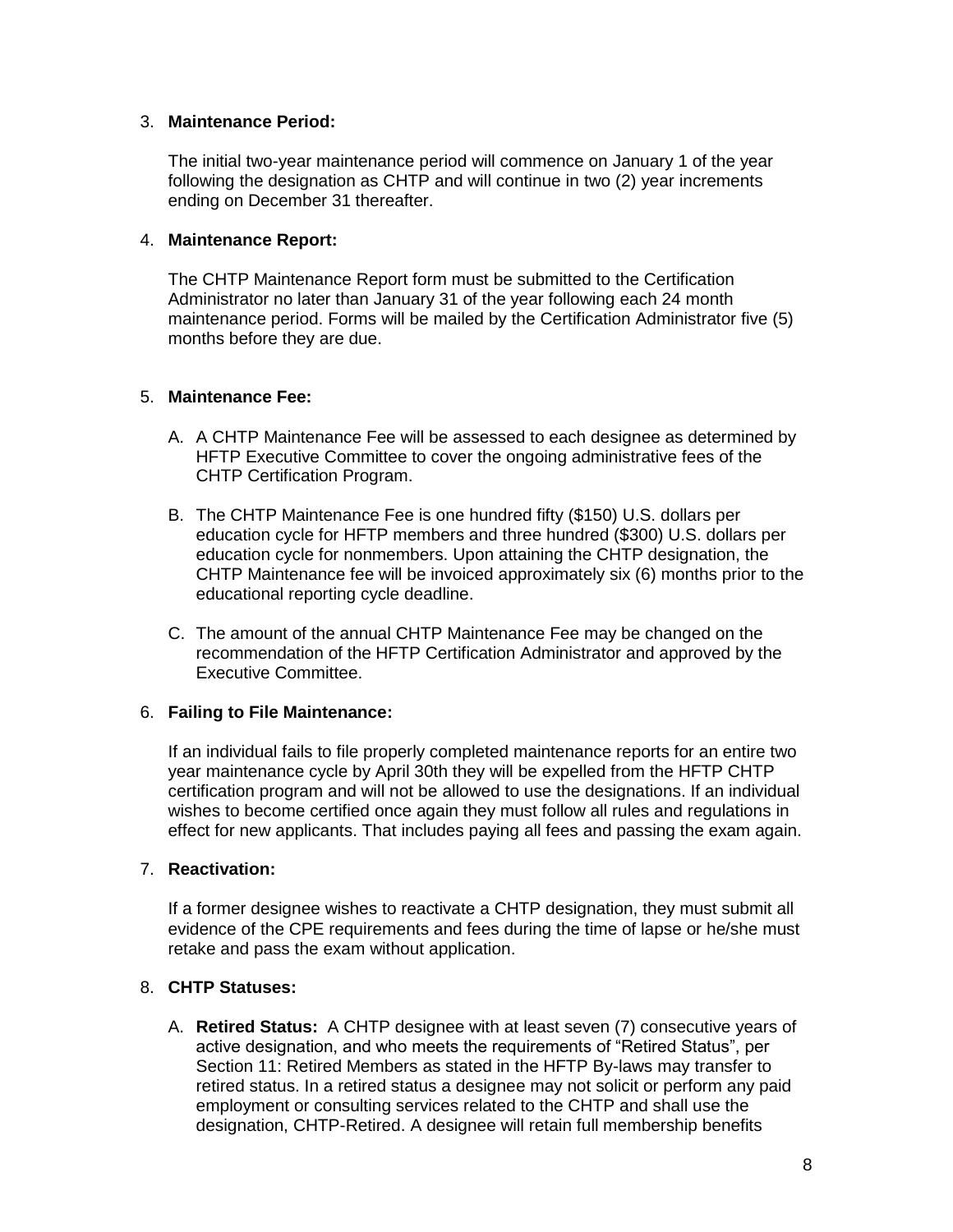3. **Maintenance Period:**

   The initial two-year maintenance period will commence on January 1 of the year following the designation as CHTP and will continue in two (2) year increments ending on December 31 thereafter.

4. **Maintenance Report:**

   The CHTP Maintenance Report form must be submitted to the Certification Administrator no later than January 31 of the year following each 24 month maintenance period. Forms will be mailed by the Certification Administrator five (5) months before they are due.

5. **Maintenance Fee:**

   A. A CHTP Maintenance Fee will be assessed to each designee as determined by HFTP Executive Committee to cover the ongoing administrative fees of the CHTP Certification Program.

   B. The CHTP Maintenance Fee is one hundred fifty ($150) U.S. dollars per education cycle for HFTP members and three hundred ($300) U.S. dollars per education cycle for nonmembers. Upon attaining the CHTP designation, the CHTP Maintenance fee will be invoiced approximately six (6) months prior to the educational reporting cycle deadline.

   C. The amount of the annual CHTP Maintenance Fee may be changed on the recommendation of the HFTP Certification Administrator and approved by the Executive Committee.

6. **Failing to File Maintenance:**

   If an individual fails to file properly completed maintenance reports for an entire two year maintenance cycle by April 30th they will be expelled from the HFTP CHTP certification program and will not be allowed to use the designations. If an individual wishes to become certified once again they must follow all rules and regulations in effect for new applicants. That includes paying all fees and passing the exam again.

7. **Reactivation:**

   If a former designee wishes to reactivate a CHTP designation, they must submit all evidence of the CPE requirements and fees during the time of lapse or he/she must retake and pass the exam without application.

8. **CHTP Statuses:**

   A. **Retired Status:** A CHTP designee with at least seven (7) consecutive years of active designation, and who meets the requirements of "Retired Status", per Section 11: Retired Members as stated in the HFTP By-laws may transfer to retired status. In a retired status a designee may not solicit or perform any paid employment or consulting services related to the CHTP and shall use the designation, CHTP-Retired. A designee will retain full membership benefits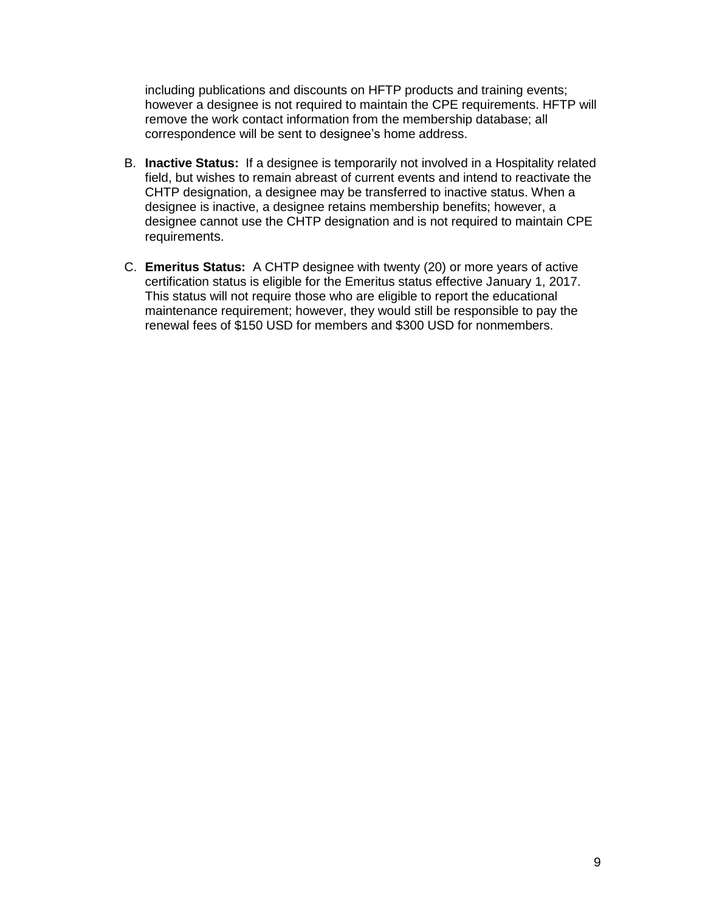including publications and discounts on HFTP products and training events; however a designee is not required to maintain the CPE requirements. HFTP will remove the work contact information from the membership database; all correspondence will be sent to designee's home address.

B. **Inactive Status:** If a designee is temporarily not involved in a Hospitality related field, but wishes to remain abreast of current events and intend to reactivate the CHTP designation, a designee may be transferred to inactive status. When a designee is inactive, a designee retains membership benefits; however, a designee cannot use the CHTP designation and is not required to maintain CPE requirements.

C. **Emeritus Status:** A CHTP designee with twenty (20) or more years of active certification status is eligible for the Emeritus status effective January 1, 2017. This status will not require those who are eligible to report the educational maintenance requirement; however, they would still be responsible to pay the renewal fees of $150 USD for members and $300 USD for nonmembers.